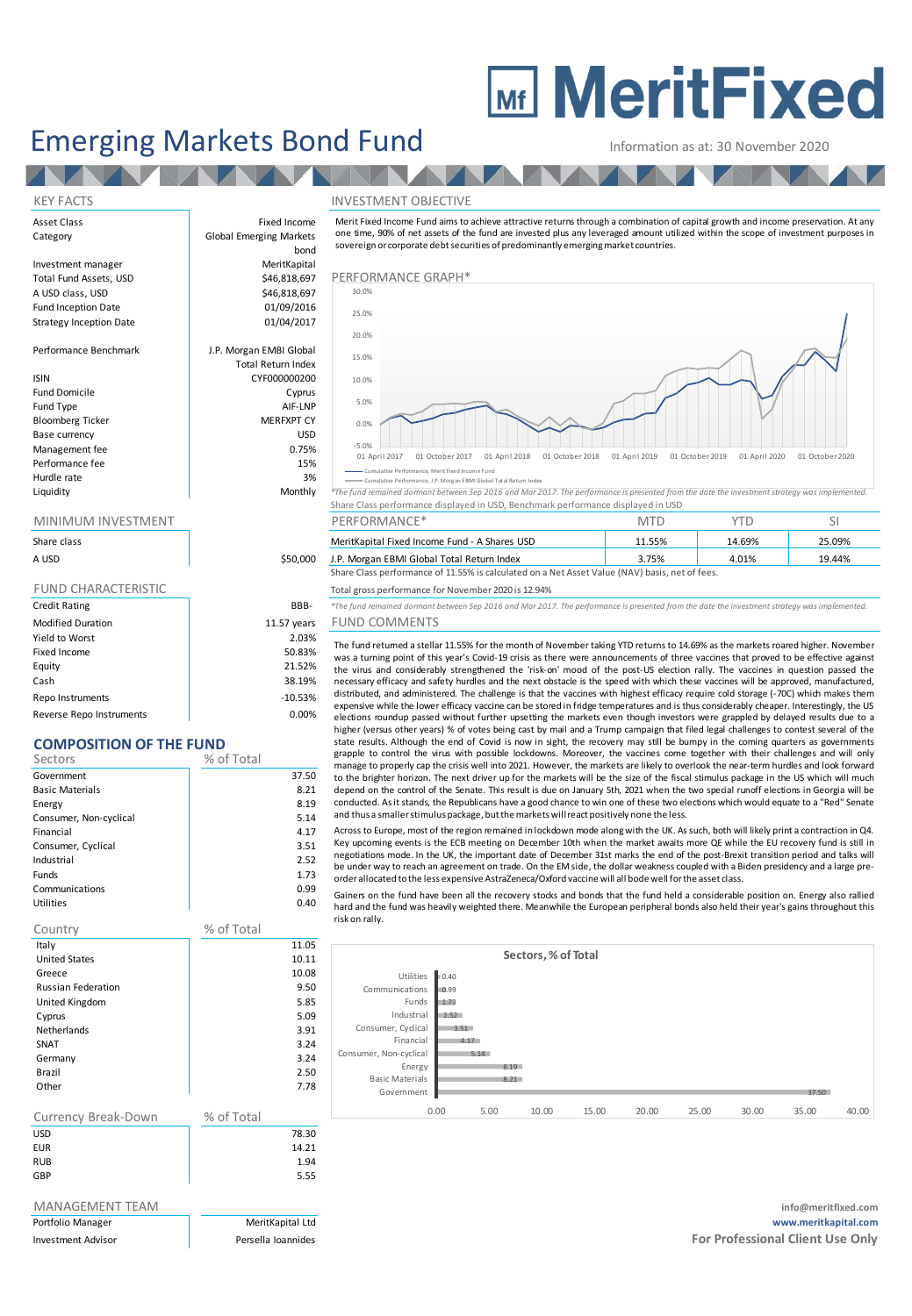# MeritFixed

# Emerging Markets Bond Fund

Information as at: 30 November 2020

## KEY FACTS

| | |
|---|---|
| Asset Class | Fixed Income |
| Category | Global Emerging Markets bond |
| Investment manager | MeritKapital |
| Total Fund Assets, USD | $46,818,697 |
| A USD class, USD | $46,818,697 |
| Fund Inception Date | 01/09/2016 |
| Strategy Inception Date | 01/04/2017 |
| Performance Benchmark | J.P. Morgan EMBI Global Total Return Index |
| ISIN | CYF000000200 |
| Fund Domicile | Cyprus |
| Fund Type | AIF-LNP |
| Bloomberg Ticker | MERFXPT CY |
| Base currency | USD |
| Management fee | 0.75% |
| Performance fee | 15% |
| Hurdle rate | 3% |
| Liquidity | Monthly |

## MINIMUM INVESTMENT

| Share class | |
|---|---|
| A USD | $50,000 |

## FUND CHARACTERISTIC

| | |
|---|---|
| Credit Rating | BBB- |
| Modified Duration | 11.57 years |
| Yield to Worst | 2.03% |
| Fixed Income | 50.83% |
| Equity | 21.52% |
| Cash | 38.19% |
| Repo Instruments | -10.53% |
| Reverse Repo Instruments | 0.00% |

## COMPOSITION OF THE FUND

| Sectors | % of Total |
|---|---|
| Government | 37.50 |
| Basic Materials | 8.21 |
| Energy | 8.19 |
| Consumer, Non-cyclical | 5.14 |
| Financial | 4.17 |
| Consumer, Cyclical | 3.51 |
| Industrial | 2.52 |
| Funds | 1.73 |
| Communications | 0.99 |
| Utilities | 0.40 |

| Country | % of Total |
|---|---|
| Italy | 11.05 |
| United States | 10.11 |
| Greece | 10.08 |
| Russian Federation | 9.50 |
| United Kingdom | 5.85 |
| Cyprus | 5.09 |
| Netherlands | 3.91 |
| SNAT | 3.24 |
| Germany | 3.24 |
| Brazil | 2.50 |
| Other | 7.78 |

| Currency Break-Down | % of Total |
|---|---|
| USD | 78.30 |
| EUR | 14.21 |
| RUB | 1.94 |
| GBP | 5.55 |

## MANAGEMENT TEAM

| | |
|---|---|
| Portfolio Manager | MeritKapital Ltd |
| Investment Advisor | Persella Ioannides |

## INVESTMENT OBJECTIVE

Merit Fixed Income Fund aims to achieve attractive returns through a combination of capital growth and income preservation. At any one time, 90% of net assets of the fund are invested plus any leveraged amount utilized within the scope of investment purposes in sovereign or corporate debt securities of predominantly emerging market countries.

## PERFORMANCE GRAPH*

Cumulative Performance, Merit Fixed Income Fund
Cumulative Performance, J.P. Morgan EMBI Global Total Return Index

*The fund remained dormant between Sep 2016 and Mar 2017. The performance is presented from the date the investment strategy was implemented.
Share Class performance displayed in USD, Benchmark performance displayed in USD

| PERFORMANCE* | MTD | YTD | SI |
|---|---|---|---|
| MeritKapital Fixed Income Fund - A Shares USD | 11.55% | 14.69% | 25.09% |
| J.P. Morgan EMBI Global Total Return Index | 3.75% | 4.01% | 19.44% |

Share Class performance of 11.55% is calculated on a Net Asset Value (NAV) basis, net of fees.

Total gross performance for November 2020 is 12.94%

*The fund remained dormant between Sep 2016 and Mar 2017. The performance is presented from the date the investment strategy was implemented.

## FUND COMMENTS

The fund returned a stellar 11.55% for the month of November taking YTD returns to 14.69% as the markets roared higher. November was a turning point of this year's Covid-19 crisis as there were announcements of three vaccines that proved to be effective against the virus and considerably strengthened the 'risk-on' mood of the post-US election rally. The vaccines in question passed the necessary efficacy and safety hurdles and the next obstacle is the speed with which these vaccines will be approved, manufactured, distributed, and administered. The challenge is that the vaccines with highest efficacy require cold storage (-70C) which makes them expensive while the lower efficacy vaccine can be stored in fridge temperatures and is thus considerably cheaper. Interestingly, the US elections roundup passed without further upsetting the markets even though investors were grappled by delayed results due to a higher (versus other years) % of votes being cast by mail and a Trump campaign that filed legal challenges to contest several of the state results. Although the end of Covid is now in sight, the recovery may still be bumpy in the coming quarters as governments grapple to control the virus with possible lockdowns. Moreover, the vaccines come together with their challenges and will only manage to properly cap the crisis well into 2021. However, the markets are likely to overlook the near-term hurdles and look forward to the brighter horizon. The next driver up for the markets will be the size of the fiscal stimulus package in the US which will much depend on the control of the Senate. This result is due on January 5th, 2021 when the two special runoff elections in Georgia will be conducted. As it stands, the Republicans have a good chance to win one of these two elections which would equate to a "Red" Senate and thus a smaller stimulus package, but the markets will react positively none the less.

Across to Europe, most of the region remained in lockdown mode along with the UK. As such, both will likely print a contraction in Q4. Key upcoming events is the ECB meeting on December 10th when the market awaits more QE while the EU recovery fund is still in negotiations mode. In the UK, the important date of December 31st marks the end of the post-Brexit transition period and talks will be under way to reach an agreement on trade. On the EM side, the dollar weakness coupled with a Biden presidency and a large pre-order allocated to the less expensive AstraZeneca/Oxford vaccine will all bode well for the asset class.

Gainers on the fund have been all the recovery stocks and bonds that the fund held a considerable position on. Energy also rallied hard and the fund was heavily weighted there. Meanwhile the European peripheral bonds also held their year's gains throughout this risk on rally.

**Sectors, % of Total**

| Sector | % of Total |
|---|---|
| Utilities | 0.40 |
| Communications | 0.99 |
| Funds | 1.73 |
| Industrial | 2.52 |
| Consumer, Cyclical | 3.51 |
| Financial | 4.17 |
| Consumer, Non-cyclical | 5.14 |
| Energy | 8.19 |
| Basic Materials | 8.21 |
| Government | 37.50 |

info@meritfixed.com
www.meritkapital.com
**For Professional Client Use Only**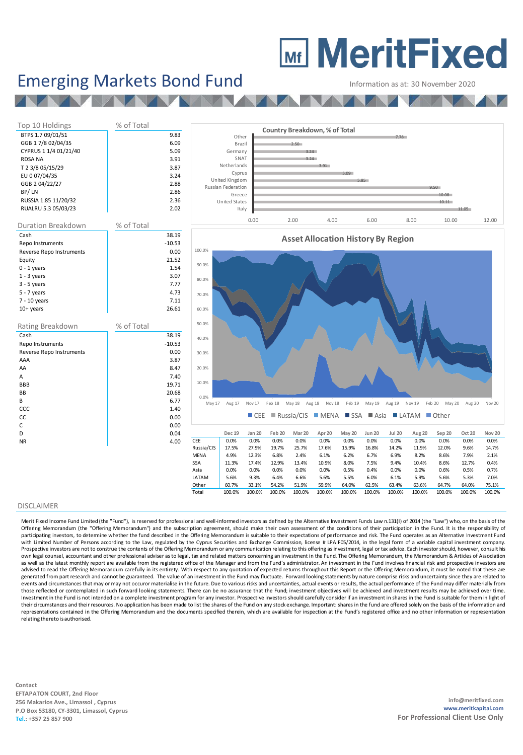# MeritFixed

## Emerging Markets Bond Fund

Information as at: 30 November 2020

| Top 10 Holdings | % of Total |
|---|---|
| BTPS 1.7 09/01/51 | 9.83 |
| GGB 1 7/8 02/04/35 | 6.09 |
| CYPRUS 1 1/4 01/21/40 | 5.09 |
| RDSA NA | 3.91 |
| T 2 3/8 05/15/29 | 3.87 |
| EU 0 07/04/35 | 3.24 |
| GGB 2 04/22/27 | 2.88 |
| BP/ LN | 2.86 |
| RUSSIA 1.85 11/20/32 | 2.36 |
| RUALRU 5.3 05/03/23 | 2.02 |

| Duration Breakdown | % of Total |
|---|---|
| Cash | 38.19 |
| Repo Instruments | -10.53 |
| Reverse Repo Instruments | 0.00 |
| Equity | 21.52 |
| 0 - 1 years | 1.54 |
| 1 - 3 years | 3.07 |
| 3 - 5 years | 7.77 |
| 5 - 7 years | 4.73 |
| 7 - 10 years | 7.11 |
| 10+ years | 26.61 |

| Rating Breakdown | % of Total |
|---|---|
| Cash | 38.19 |
| Repo Instruments | -10.53 |
| Reverse Repo Instruments | 0.00 |
| AAA | 3.87 |
| AA | 8.47 |
| A | 7.40 |
| BBB | 19.71 |
| BB | 20.68 |
| B | 6.77 |
| CCC | 1.40 |
| CC | 0.00 |
| C | 0.00 |
| D | 0.04 |
| NR | 4.00 |

**Country Breakdown, % of Total**

Other 7.78
Brazil 2.50
Germany 3.24
SNAT 3.24
Netherlands 3.91
Cyprus 5.09
United Kingdom 5.85
Russian Federation 9.50
Greece 10.08
United States 10.11
Italy 11.05

0.00 2.00 4.00 6.00 8.00 10.00 12.00

**Asset Allocation History By Region**

100.0% 90.0% 80.0% 70.0% 60.0% 50.0% 40.0% 30.0% 20.0% 10.0% 0.0%

May 17 Aug 17 Nov 17 Feb 18 May 18 Aug 18 Nov 18 Feb 19 May 19 Aug 19 Nov 19 Feb 20 May 20 Aug 20 Nov 20

CEE Russia/CIS MENA SSA Asia LATAM Other

| | Dec 19 | Jan 20 | Feb 20 | Mar 20 | Apr 20 | May 20 | Jun 20 | Jul 20 | Aug 20 | Sep 20 | Oct 20 | Nov 20 |
|---|---|---|---|---|---|---|---|---|---|---|---|---|
| CEE | 0.0% | 0.0% | 0.0% | 0.0% | 0.0% | 0.0% | 0.0% | 0.0% | 0.0% | 0.0% | 0.0% | 0.0% |
| Russia/CIS | 17.5% | 27.9% | 19.7% | 25.7% | 17.6% | 15.9% | 16.8% | 14.2% | 11.9% | 12.0% | 9.6% | 14.7% |
| MENA | 4.9% | 12.3% | 6.8% | 2.4% | 6.1% | 6.2% | 6.7% | 6.9% | 8.2% | 8.6% | 7.9% | 2.1% |
| SSA | 11.3% | 17.4% | 12.9% | 13.4% | 10.9% | 8.0% | 7.5% | 9.4% | 10.4% | 8.6% | 12.7% | 0.4% |
| Asia | 0.0% | 0.0% | 0.0% | 0.0% | 0.0% | 0.5% | 0.4% | 0.0% | 0.0% | 0.6% | 0.5% | 0.7% |
| LATAM | 5.6% | 9.3% | 6.4% | 6.6% | 5.6% | 5.5% | 6.0% | 6.1% | 5.9% | 5.6% | 5.3% | 7.0% |
| Other | 60.7% | 33.1% | 54.2% | 51.9% | 59.9% | 64.0% | 62.5% | 63.4% | 63.6% | 64.7% | 64.0% | 75.1% |
| Total | 100.0% | 100.0% | 100.0% | 100.0% | 100.0% | 100.0% | 100.0% | 100.0% | 100.0% | 100.0% | 100.0% | 100.0% |

## DISCLAIMER

Merit Fixed Income Fund Limited (the "Fund"), is reserved for professional and well-informed investors as defined by the Alternative Investment Funds Law n.131(I) of 2014 (the "Law") who, on the basis of the Offering Memorandum (the "Offering Memorandum") and the subscription agreement, should make their own assessment of the conditions of their participation in the Fund. It is the responsibility of participating investors, to determine whether the fund described in the Offering Memorandum is suitable to their expectations of performance and risk. The Fund operates as an Alternative Investment Fund with Limited Number of Persons according to the Law, regulated by the Cyprus Securities and Exchange Commission, license # LPAIF05/2014, in the legal form of a variable capital investment company. Prospective investors are not to construe the contents of the Offering Memorandum or any communication relating to this offering as investment, legal or tax advice. Each investor should, however, consult his own legal counsel, accountant and other professional adviser as to legal, tax and related matters concerning an investment in the Fund. The Offering Memorandum, the Memorandum & Articles of Association as well as the latest monthly report are available from the registered office of the Manager and from the Fund's administrator. An investment in the Fund involves financial risk and prospective investors are advised to read the Offering Memorandum carefully in its entirety. With respect to any quotation of expected returns throughout this Report or the Offering Memorandum, it must be noted that these are generated from part research and cannot be guaranteed. The value of an investment in the Fund may fluctuate. Forward looking statements by nature comprise risks and uncertainty since they are related to events and circumstances that may or may not occuror materialise in the future. Due to various risks and uncertainties, actual events or results, the actual performance of the Fund may differ materially from those reflected or contemplated in such forward looking statements. There can be no assurance that the Fund; investment objectives will be achieved and investment results may be achieved over time. Investment in the Fund is not intended on a complete investment program for any investor. Prospective investors should carefully consider if an investment in shares in the Fund is suitable for them in light of their circumstances and their resources. No application has been made to list the shares of the Fund on any stock exchange. Important: shares in the fund are offered solely on the basis of the information and representations contained in the Offering Memorandum and the documents specified therein, which are available for inspection at the Fund's registered office and no other information or representation relating thereto is authorised.

**Contact**
**EFTAPATON COURT, 2nd Floor**
**256 Makarios Ave., Limassol , Cyprus**
**P.O Box 53180, CY-3301, Limassol, Cyprus**
**Tel.: +357 25 857 900**

**info@meritfixed.com**
**www.meritkapital.com**
**For Professional Client Use Only**